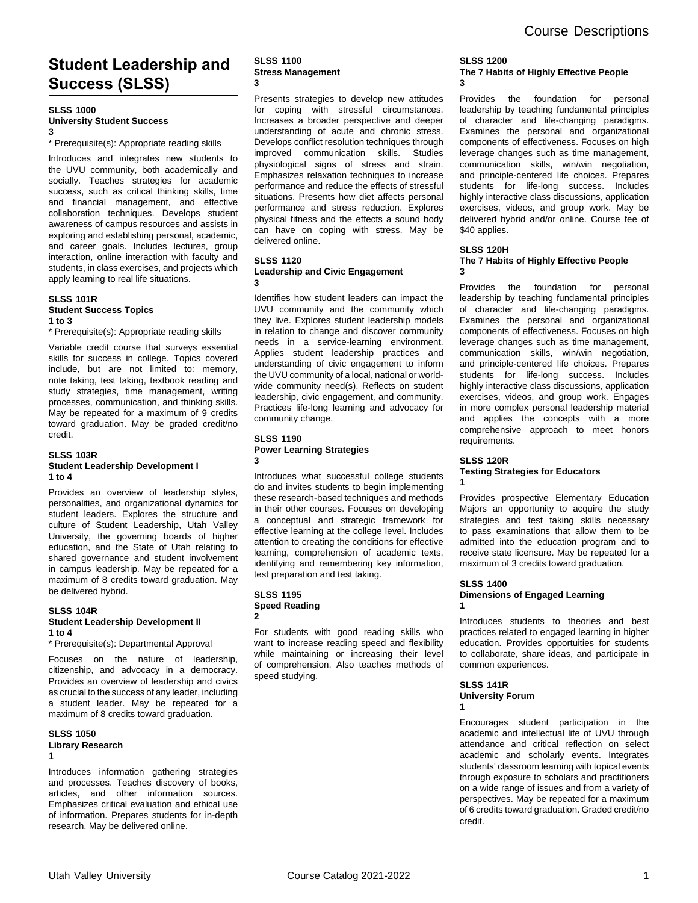# Student Leadership and Success (SLSS)

**SLSS 1000**
**University Student Success**
**3**

* Prerequisite(s): Appropriate reading skills

Introduces and integrates new students to the UVU community, both academically and socially. Teaches strategies for academic success, such as critical thinking skills, time and financial management, and effective collaboration techniques. Develops student awareness of campus resources and assists in exploring and establishing personal, academic, and career goals. Includes lectures, group interaction, online interaction with faculty and students, in class exercises, and projects which apply learning to real life situations.

**SLSS 101R**
**Student Success Topics**
**1 to 3**

* Prerequisite(s): Appropriate reading skills

Variable credit course that surveys essential skills for success in college. Topics covered include, but are not limited to: memory, note taking, test taking, textbook reading and study strategies, time management, writing processes, communication, and thinking skills. May be repeated for a maximum of 9 credits toward graduation. May be graded credit/no credit.

**SLSS 103R**
**Student Leadership Development I**
**1 to 4**

Provides an overview of leadership styles, personalities, and organizational dynamics for student leaders. Explores the structure and culture of Student Leadership, Utah Valley University, the governing boards of higher education, and the State of Utah relating to shared governance and student involvement in campus leadership. May be repeated for a maximum of 8 credits toward graduation. May be delivered hybrid.

**SLSS 104R**
**Student Leadership Development II**
**1 to 4**

* Prerequisite(s): Departmental Approval

Focuses on the nature of leadership, citizenship, and advocacy in a democracy. Provides an overview of leadership and civics as crucial to the success of any leader, including a student leader. May be repeated for a maximum of 8 credits toward graduation.

**SLSS 1050**
**Library Research**
**1**

Introduces information gathering strategies and processes. Teaches discovery of books, articles, and other information sources. Emphasizes critical evaluation and ethical use of information. Prepares students for in-depth research. May be delivered online.

**SLSS 1100**
**Stress Management**
**3**

Presents strategies to develop new attitudes for coping with stressful circumstances. Increases a broader perspective and deeper understanding of acute and chronic stress. Develops conflict resolution techniques through improved communication skills. Studies physiological signs of stress and strain. Emphasizes relaxation techniques to increase performance and reduce the effects of stressful situations. Presents how diet affects personal performance and stress reduction. Explores physical fitness and the effects a sound body can have on coping with stress. May be delivered online.

**SLSS 1120**
**Leadership and Civic Engagement**
**3**

Identifies how student leaders can impact the UVU community and the community which they live. Explores student leadership models in relation to change and discover community needs in a service-learning environment. Applies student leadership practices and understanding of civic engagement to inform the UVU community of a local, national or world-wide community need(s). Reflects on student leadership, civic engagement, and community. Practices life-long learning and advocacy for community change.

**SLSS 1190**
**Power Learning Strategies**
**3**

Introduces what successful college students do and invites students to begin implementing these research-based techniques and methods in their other courses. Focuses on developing a conceptual and strategic framework for effective learning at the college level. Includes attention to creating the conditions for effective learning, comprehension of academic texts, identifying and remembering key information, test preparation and test taking.

**SLSS 1195**
**Speed Reading**
**2**

For students with good reading skills who want to increase reading speed and flexibility while maintaining or increasing their level of comprehension. Also teaches methods of speed studying.

**SLSS 1200**
**The 7 Habits of Highly Effective People**
**3**

Provides the foundation for personal leadership by teaching fundamental principles of character and life-changing paradigms. Examines the personal and organizational components of effectiveness. Focuses on high leverage changes such as time management, communication skills, win/win negotiation, and principle-centered life choices. Prepares students for life-long success. Includes highly interactive class discussions, application exercises, videos, and group work. May be delivered hybrid and/or online. Course fee of $40 applies.

**SLSS 120H**
**The 7 Habits of Highly Effective People**
**3**

Provides the foundation for personal leadership by teaching fundamental principles of character and life-changing paradigms. Examines the personal and organizational components of effectiveness. Focuses on high leverage changes such as time management, communication skills, win/win negotiation, and principle-centered life choices. Prepares students for life-long success. Includes highly interactive class discussions, application exercises, videos, and group work. Engages in more complex personal leadership material and applies the concepts with a more comprehensive approach to meet honors requirements.

**SLSS 120R**
**Testing Strategies for Educators**
**1**

Provides prospective Elementary Education Majors an opportunity to acquire the study strategies and test taking skills necessary to pass examinations that allow them to be admitted into the education program and to receive state licensure. May be repeated for a maximum of 3 credits toward graduation.

**SLSS 1400**
**Dimensions of Engaged Learning**
**1**

Introduces students to theories and best practices related to engaged learning in higher education. Provides opportuities for students to collaborate, share ideas, and participate in common experiences.

**SLSS 141R**
**University Forum**
**1**

Encourages student participation in the academic and intellectual life of UVU through attendance and critical reflection on select academic and scholarly events. Integrates students' classroom learning with topical events through exposure to scholars and practitioners on a wide range of issues and from a variety of perspectives. May be repeated for a maximum of 6 credits toward graduation. Graded credit/no credit.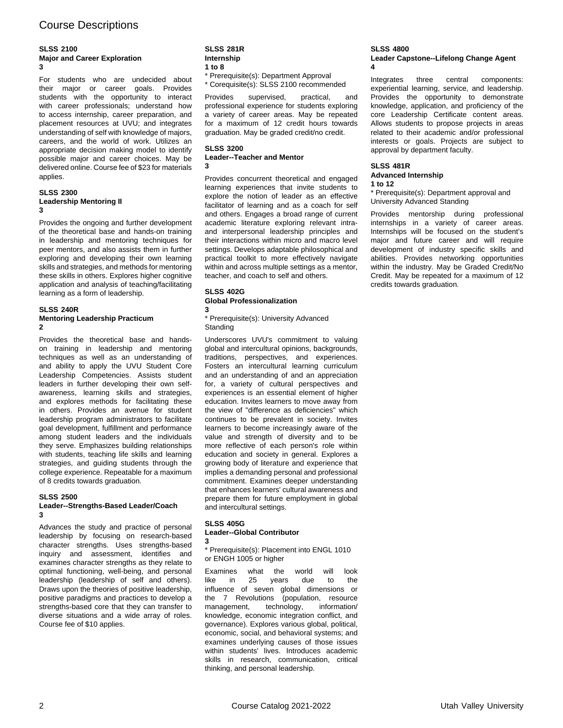# Course Descriptions

### SLSS 2100
**Major and Career Exploration**
**3**

For students who are undecided about their major or career goals. Provides students with the opportunity to interact with career professionals; understand how to access internship, career preparation, and placement resources at UVU; and integrates understanding of self with knowledge of majors, careers, and the world of work. Utilizes an appropriate decision making model to identify possible major and career choices. May be delivered online. Course fee of $23 for materials applies.

### SLSS 2300
**Leadership Mentoring II**
**3**

Provides the ongoing and further development of the theoretical base and hands-on training in leadership and mentoring techniques for peer mentors, and also assists them in further exploring and developing their own learning skills and strategies, and methods for mentoring these skills in others. Explores higher cognitive application and analysis of teaching/facilitating learning as a form of leadership.

### SLSS 240R
**Mentoring Leadership Practicum**
**2**

Provides the theoretical base and hands-on training in leadership and mentoring techniques as well as an understanding of and ability to apply the UVU Student Core Leadership Competencies. Assists student leaders in further developing their own self-awareness, learning skills and strategies, and explores methods for facilitating these in others. Provides an avenue for student leadership program administrators to facilitate goal development, fulfillment and performance among student leaders and the individuals they serve. Emphasizes building relationships with students, teaching life skills and learning strategies, and guiding students through the college experience. Repeatable for a maximum of 8 credits towards graduation.

### SLSS 2500
**Leader--Strengths-Based Leader/Coach**
**3**

Advances the study and practice of personal leadership by focusing on research-based character strengths. Uses strengths-based inquiry and assessment, identifies and examines character strengths as they relate to optimal functioning, well-being, and personal leadership (leadership of self and others). Draws upon the theories of positive leadership, positive paradigms and practices to develop a strengths-based core that they can transfer to diverse situations and a wide array of roles. Course fee of $10 applies.

### SLSS 281R
**Internship**
**1 to 8**

\* Prerequisite(s): Department Approval
\* Corequisite(s): SLSS 2100 recommended

Provides supervised, practical, and professional experience for students exploring a variety of career areas. May be repeated for a maximum of 12 credit hours towards graduation. May be graded credit/no credit.

### SLSS 3200
**Leader--Teacher and Mentor**
**3**

Provides concurrent theoretical and engaged learning experiences that invite students to explore the notion of leader as an effective facilitator of learning and as a coach for self and others. Engages a broad range of current academic literature exploring relevant intra- and interpersonal leadership principles and their interactions within micro and macro level settings. Develops adaptable philosophical and practical toolkit to more effectively navigate within and across multiple settings as a mentor, teacher, and coach to self and others.

### SLSS 402G
**Global Professionalization**
**3**

\* Prerequisite(s): University Advanced Standing

Underscores UVU's commitment to valuing global and intercultural opinions, backgrounds, traditions, perspectives, and experiences. Fosters an intercultural learning curriculum and an understanding of and an appreciation for, a variety of cultural perspectives and experiences is an essential element of higher education. Invites learners to move away from the view of "difference as deficiencies" which continues to be prevalent in society. Invites learners to become increasingly aware of the value and strength of diversity and to be more reflective of each person's role within education and society in general. Explores a growing body of literature and experience that implies a demanding personal and professional commitment. Examines deeper understanding that enhances learners' cultural awareness and prepare them for future employment in global and intercultural settings.

### SLSS 405G
**Leader--Global Contributor**
**3**

\* Prerequisite(s): Placement into ENGL 1010 or ENGH 1005 or higher

Examines what the world will look like in 25 years due to the influence of seven global dimensions or the 7 Revolutions (population, resource management, technology, information/ knowledge, economic integration conflict, and governance). Explores various global, political, economic, social, and behavioral systems; and examines underlying causes of those issues within students' lives. Introduces academic skills in research, communication, critical thinking, and personal leadership.

### SLSS 4800
**Leader Capstone--Lifelong Change Agent**
**4**

Integrates three central components: experiential learning, service, and leadership. Provides the opportunity to demonstrate knowledge, application, and proficiency of the core Leadership Certificate content areas. Allows students to propose projects in areas related to their academic and/or professional interests or goals. Projects are subject to approval by department faculty.

### SLSS 481R
**Advanced Internship**
**1 to 12**

\* Prerequisite(s): Department approval and University Advanced Standing

Provides mentorship during professional internships in a variety of career areas. Internships will be focused on the student's major and future career and will require development of industry specific skills and abilities. Provides networking opportunities within the industry. May be Graded Credit/No Credit. May be repeated for a maximum of 12 credits towards graduation.